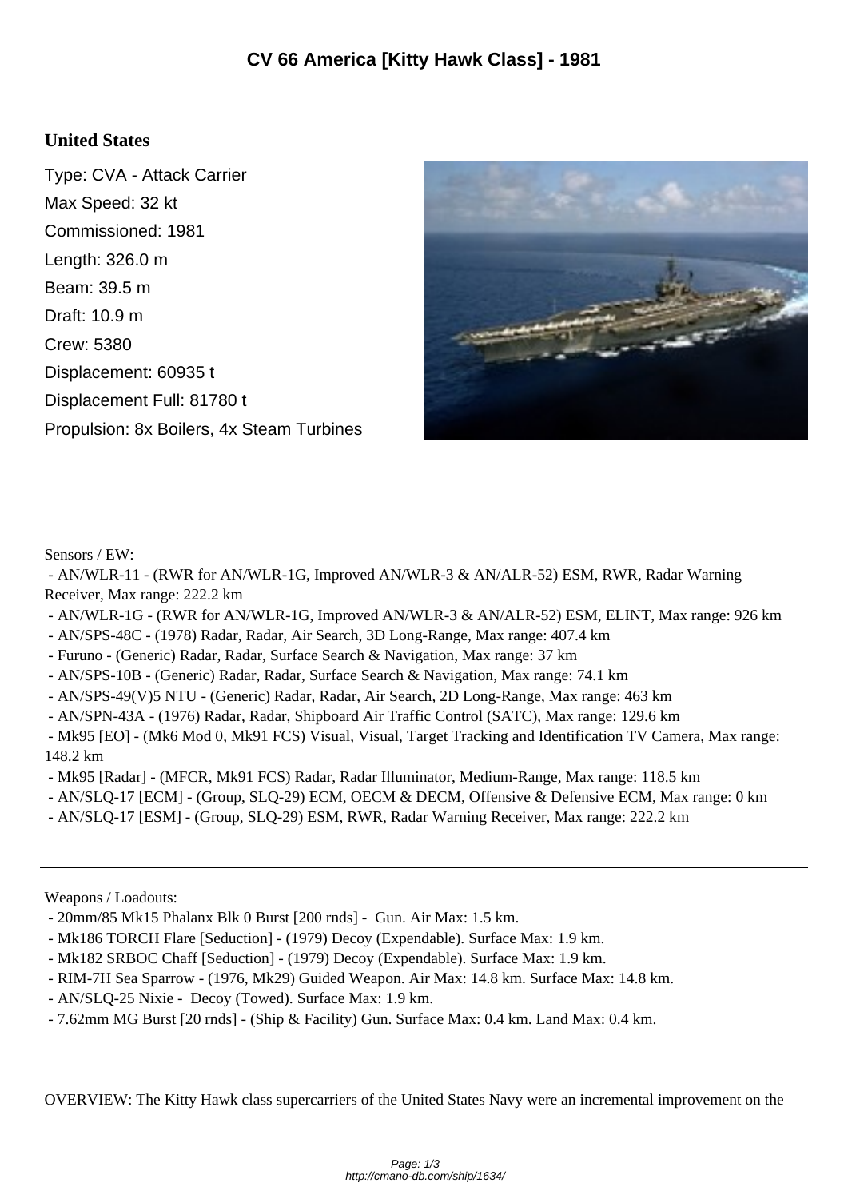# CV 66 America [Kitty Hawk Class] - 1981

## United States

Type: CVA - Attack Carrier

Max Speed: 32 kt

Commissioned: 1981

Length: 326.0 m

Beam: 39.5 m

Draft: 10.9 m

Crew: 5380

Displacement: 60935 t

Displacement Full: 81780 t

Propulsion: 8x Boilers, 4x Steam Turbines

Sensors / EW:

- AN/WLR-11 - (RWR for AN/WLR-1G, Improved AN/WLR-3 & AN/ALR-52) ESM, RWR, Radar Warning Receiver, Max range: 222.2 km
- AN/WLR-1G - (RWR for AN/WLR-1G, Improved AN/WLR-3 & AN/ALR-52) ESM, ELINT, Max range: 926 km
- AN/SPS-48C - (1978) Radar, Radar, Air Search, 3D Long-Range, Max range: 407.4 km
- Furuno - (Generic) Radar, Radar, Surface Search & Navigation, Max range: 37 km
- AN/SPS-10B - (Generic) Radar, Radar, Surface Search & Navigation, Max range: 74.1 km
- AN/SPS-49(V)5 NTU - (Generic) Radar, Radar, Air Search, 2D Long-Range, Max range: 463 km
- AN/SPN-43A - (1976) Radar, Radar, Shipboard Air Traffic Control (SATC), Max range: 129.6 km
- Mk95 [EO] - (Mk6 Mod 0, Mk91 FCS) Visual, Visual, Target Tracking and Identification TV Camera, Max range: 148.2 km
- Mk95 [Radar] - (MFCR, Mk91 FCS) Radar, Radar Illuminator, Medium-Range, Max range: 118.5 km
- AN/SLQ-17 [ECM] - (Group, SLQ-29) ECM, OECM & DECM, Offensive & Defensive ECM, Max range: 0 km
- AN/SLQ-17 [ESM] - (Group, SLQ-29) ESM, RWR, Radar Warning Receiver, Max range: 222.2 km

---

Weapons / Loadouts:

- 20mm/85 Mk15 Phalanx Blk 0 Burst [200 rnds] - Gun. Air Max: 1.5 km.
- Mk186 TORCH Flare [Seduction] - (1979) Decoy (Expendable). Surface Max: 1.9 km.
- Mk182 SRBOC Chaff [Seduction] - (1979) Decoy (Expendable). Surface Max: 1.9 km.
- RIM-7H Sea Sparrow - (1976, Mk29) Guided Weapon. Air Max: 14.8 km. Surface Max: 14.8 km.
- AN/SLQ-25 Nixie - Decoy (Towed). Surface Max: 1.9 km.
- 7.62mm MG Burst [20 rnds] - (Ship & Facility) Gun. Surface Max: 0.4 km. Land Max: 0.4 km.

---

OVERVIEW: The Kitty Hawk class supercarriers of the United States Navy were an incremental improvement on the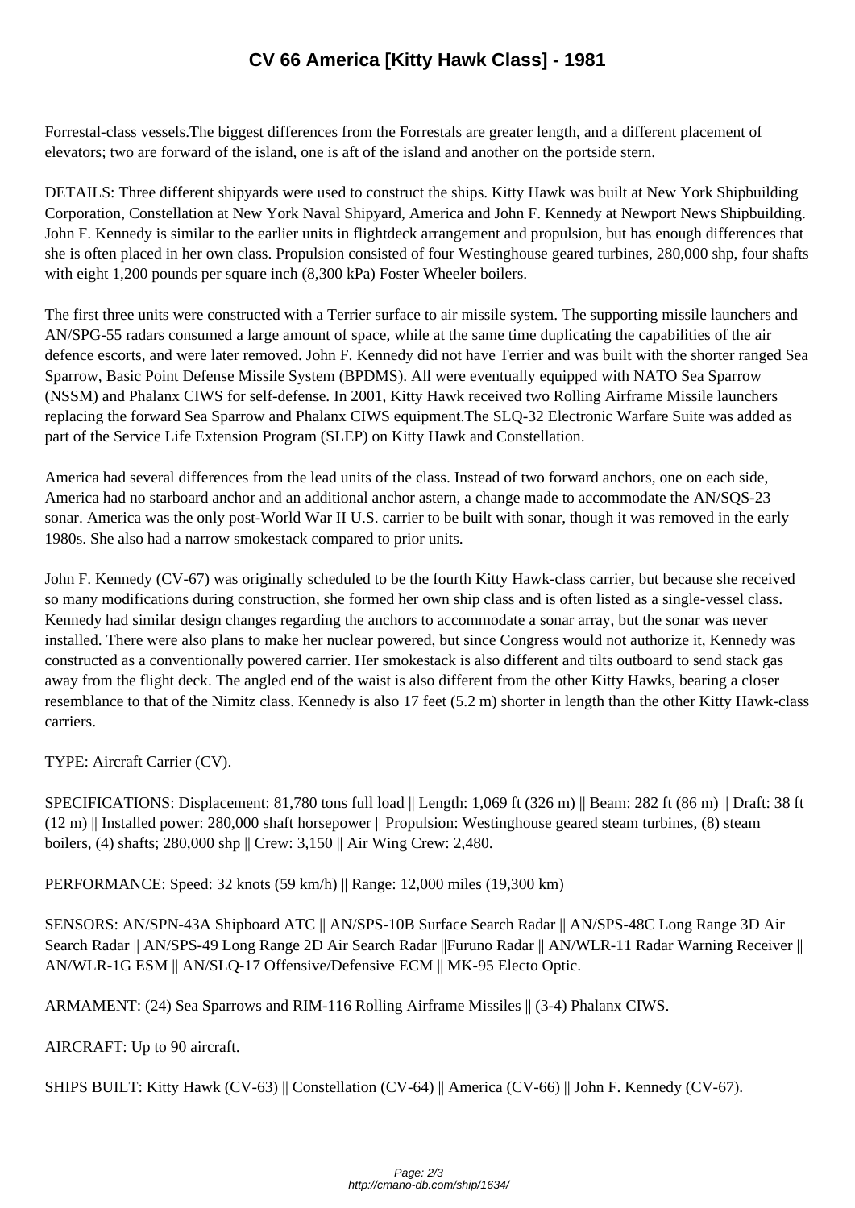Forrestal-class vessels.The biggest differences from the Forrestals are greater length, and a different placement of elevators; two are forward of the island, one is aft of the island and another on the portside stern.

DETAILS: Three different shipyards were used to construct the ships. Kitty Hawk was built at New York Shipbuilding Corporation, Constellation at New York Naval Shipyard, America and John F. Kennedy at Newport News Shipbuilding. John F. Kennedy is similar to the earlier units in flightdeck arrangement and propulsion, but has enough differences that she is often placed in her own class. Propulsion consisted of four Westinghouse geared turbines, 280,000 shp, four shafts with eight 1,200 pounds per square inch (8,300 kPa) Foster Wheeler boilers.

The first three units were constructed with a Terrier surface to air missile system. The supporting missile launchers and AN/SPG-55 radars consumed a large amount of space, while at the same time duplicating the capabilities of the air defence escorts, and were later removed. John F. Kennedy did not have Terrier and was built with the shorter ranged Sea Sparrow, Basic Point Defense Missile System (BPDMS). All were eventually equipped with NATO Sea Sparrow (NSSM) and Phalanx CIWS for self-defense. In 2001, Kitty Hawk received two Rolling Airframe Missile launchers replacing the forward Sea Sparrow and Phalanx CIWS equipment.The SLQ-32 Electronic Warfare Suite was added as part of the Service Life Extension Program (SLEP) on Kitty Hawk and Constellation.

America had several differences from the lead units of the class. Instead of two forward anchors, one on each side, America had no starboard anchor and an additional anchor astern, a change made to accommodate the AN/SQS-23 sonar. America was the only post-World War II U.S. carrier to be built with sonar, though it was removed in the early 1980s. She also had a narrow smokestack compared to prior units.

John F. Kennedy (CV-67) was originally scheduled to be the fourth Kitty Hawk-class carrier, but because she received so many modifications during construction, she formed her own ship class and is often listed as a single-vessel class. Kennedy had similar design changes regarding the anchors to accommodate a sonar array, but the sonar was never installed. There were also plans to make her nuclear powered, but since Congress would not authorize it, Kennedy was constructed as a conventionally powered carrier. Her smokestack is also different and tilts outboard to send stack gas away from the flight deck. The angled end of the waist is also different from the other Kitty Hawks, bearing a closer resemblance to that of the Nimitz class. Kennedy is also 17 feet (5.2 m) shorter in length than the other Kitty Hawk-class carriers.

TYPE: Aircraft Carrier (CV).

SPECIFICATIONS: Displacement: 81,780 tons full load || Length: 1,069 ft (326 m) || Beam: 282 ft (86 m) || Draft: 38 ft (12 m) || Installed power: 280,000 shaft horsepower || Propulsion: Westinghouse geared steam turbines, (8) steam boilers, (4) shafts; 280,000 shp || Crew: 3,150 || Air Wing Crew: 2,480.

PERFORMANCE: Speed: 32 knots (59 km/h) || Range: 12,000 miles (19,300 km)

SENSORS: AN/SPN-43A Shipboard ATC || AN/SPS-10B Surface Search Radar || AN/SPS-48C Long Range 3D Air Search Radar || AN/SPS-49 Long Range 2D Air Search Radar ||Furuno Radar || AN/WLR-11 Radar Warning Receiver || AN/WLR-1G ESM || AN/SLQ-17 Offensive/Defensive ECM || MK-95 Electo Optic.

ARMAMENT: (24) Sea Sparrows and RIM-116 Rolling Airframe Missiles || (3-4) Phalanx CIWS.

AIRCRAFT: Up to 90 aircraft.

SHIPS BUILT: Kitty Hawk (CV-63) || Constellation (CV-64) || America (CV-66) || John F. Kennedy (CV-67).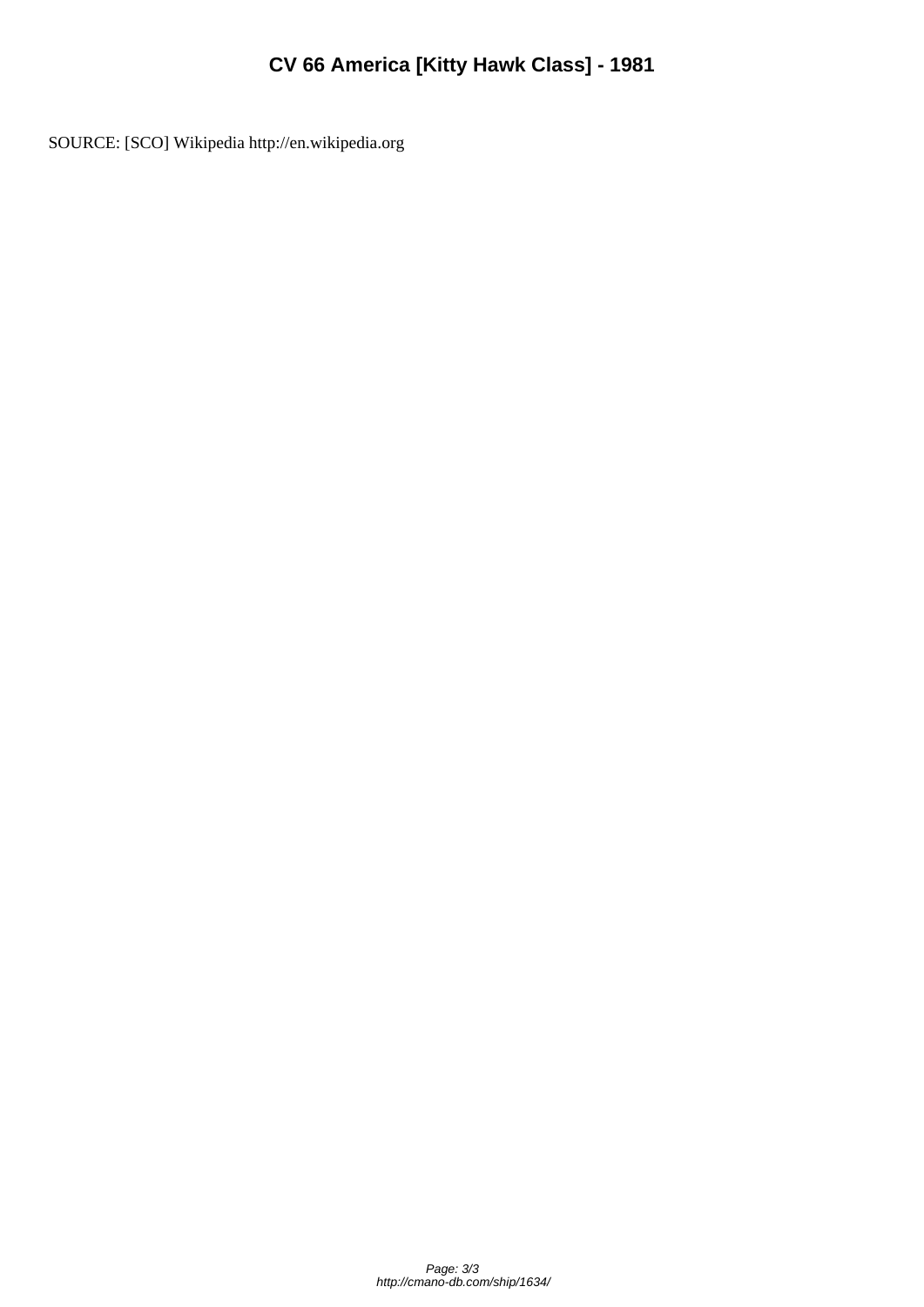SOURCE: [SCO] Wikipedia http://en.wikipedia.org